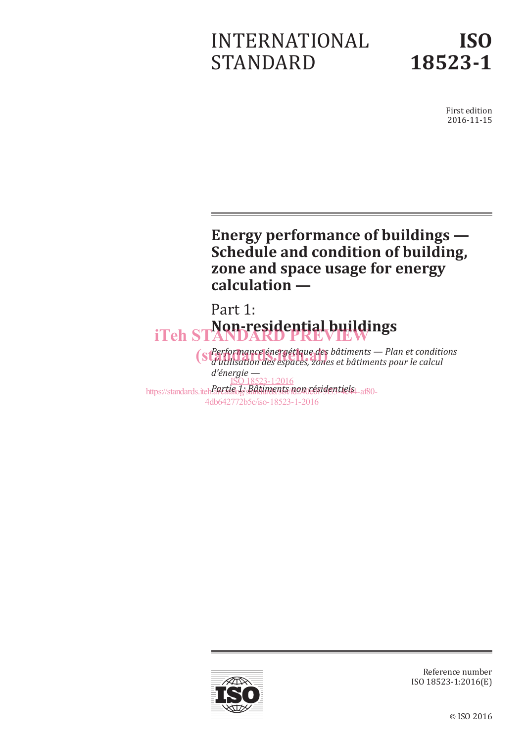INTERNATIONAL STANDARD

**ISO 18523-1**

First edition
2016-11-15

# Energy performance of buildings — Schedule and condition of building, zone and space usage for energy calculation —

## Part 1: Non-residential buildings

*Performance énergétique des bâtiments — Plan et conditions d'utilisation des espaces, zones et bâtiments pour le calcul d'énergie —*

*Partie 1: Bâtiments non résidentiels*

Reference number
ISO 18523-1:2016(E)

© ISO 2016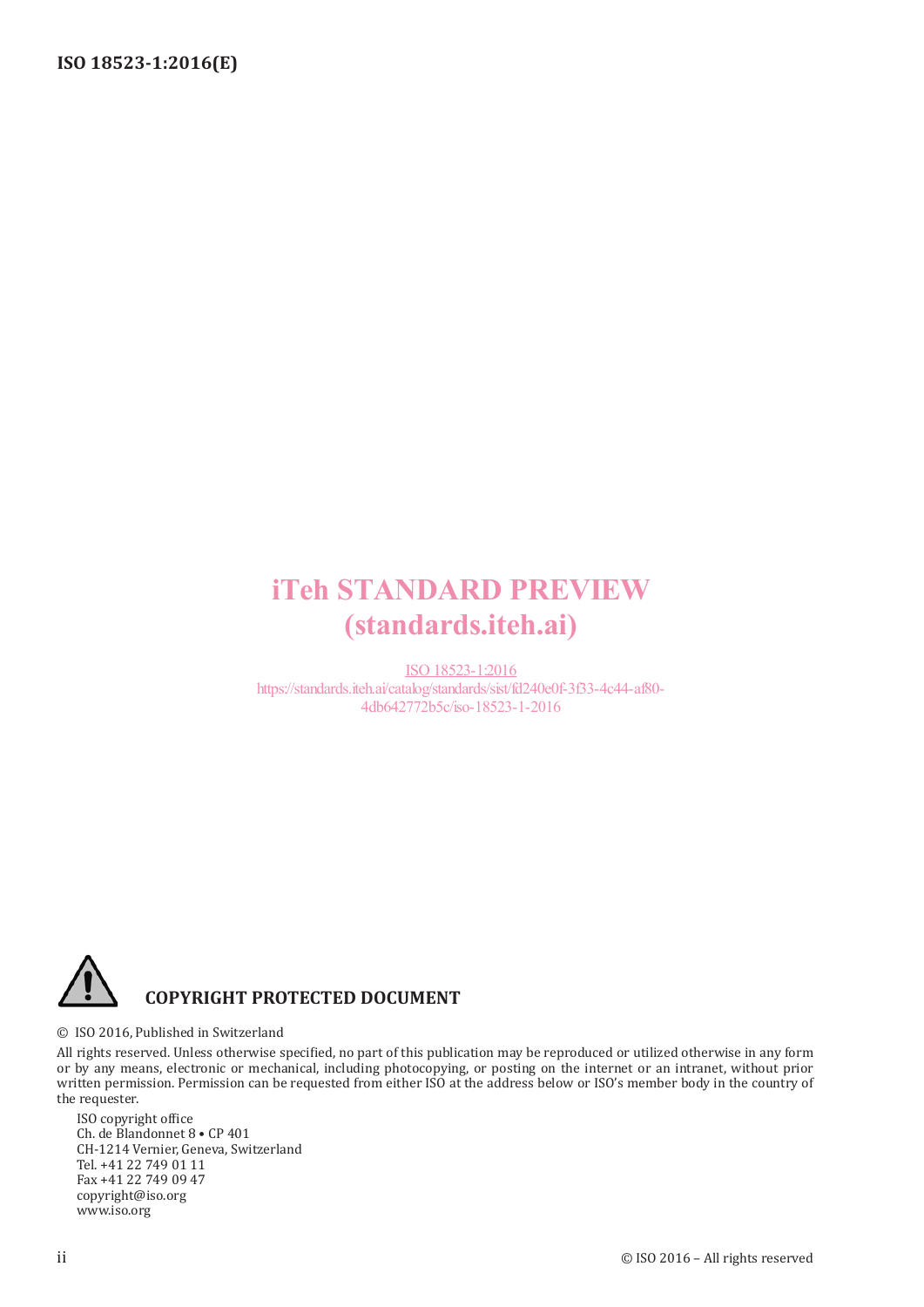iTeh STANDARD PREVIEW
(standards.iteh.ai)

ISO 18523-1:2016
https://standards.iteh.ai/catalog/standards/sist/fd240e0f-3f33-4c44-af80-4db642772b5c/iso-18523-1-2016

**COPYRIGHT PROTECTED DOCUMENT**

© ISO 2016, Published in Switzerland

All rights reserved. Unless otherwise specified, no part of this publication may be reproduced or utilized otherwise in any form or by any means, electronic or mechanical, including photocopying, or posting on the internet or an intranet, without prior written permission. Permission can be requested from either ISO at the address below or ISO's member body in the country of the requester.

ISO copyright office
Ch. de Blandonnet 8 • CP 401
CH-1214 Vernier, Geneva, Switzerland
Tel. +41 22 749 01 11
Fax +41 22 749 09 47
copyright@iso.org
www.iso.org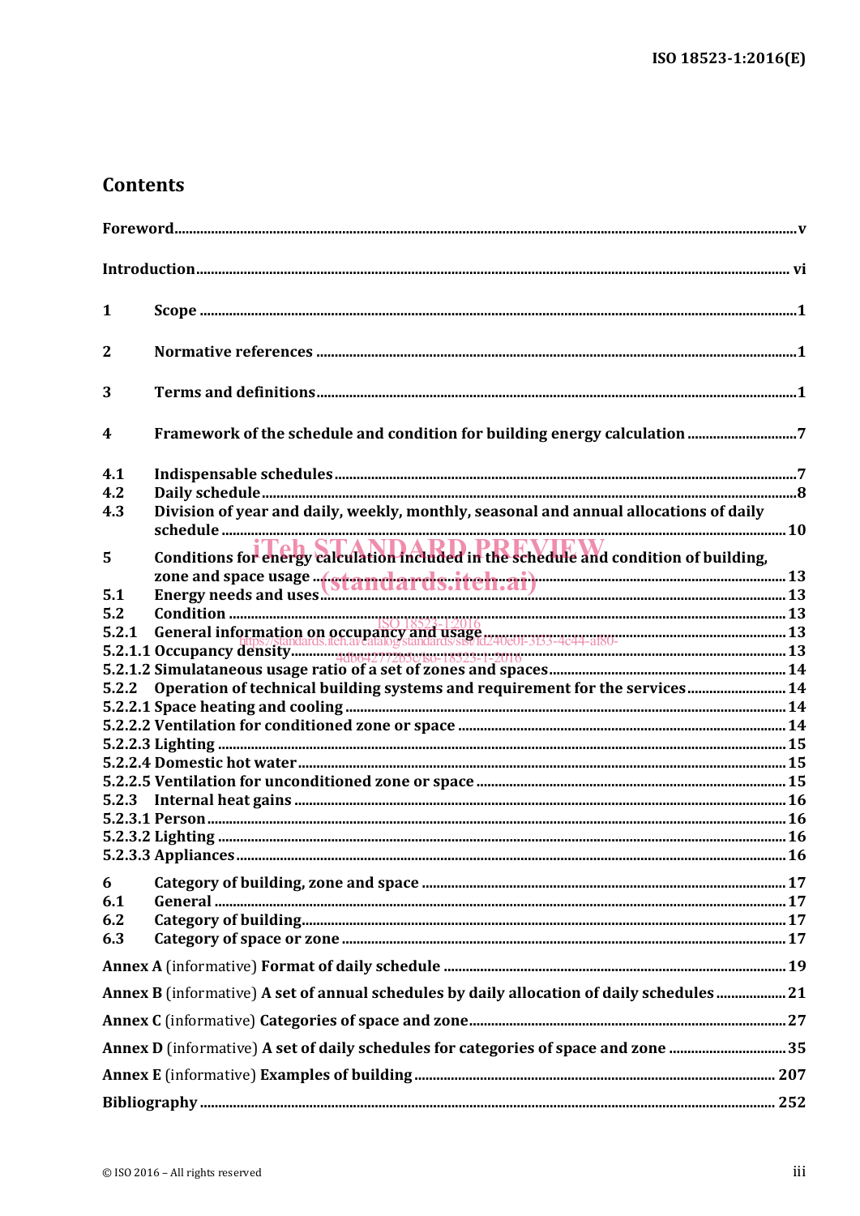# Contents

Foreword ..... v

Introduction ..... vi

1 Scope ..... 1

2 Normative references ..... 1

3 Terms and definitions ..... 1

4 Framework of the schedule and condition for building energy calculation ..... 7

4.1 Indispensable schedules ..... 7

4.2 Daily schedule ..... 8

4.3 Division of year and daily, weekly, monthly, seasonal and annual allocations of daily schedule ..... 10

5 Conditions for energy calculation included in the schedule and condition of building, zone and space usage ..... 13

5.1 Energy needs and uses ..... 13

5.2 Condition ..... 13

5.2.1 General information on occupancy and usage ..... 13

5.2.1.1 Occupancy density ..... 13

5.2.1.2 Simultaneous usage ratio of a set of zones and spaces ..... 14

5.2.2 Operation of technical building systems and requirement for the services ..... 14

5.2.2.1 Space heating and cooling ..... 14

5.2.2.2 Ventilation for conditioned zone or space ..... 14

5.2.2.3 Lighting ..... 15

5.2.2.4 Domestic hot water ..... 15

5.2.2.5 Ventilation for unconditioned zone or space ..... 15

5.2.3 Internal heat gains ..... 16

5.2.3.1 Person ..... 16

5.2.3.2 Lighting ..... 16

5.2.3.3 Appliances ..... 16

6 Category of building, zone and space ..... 17

6.1 General ..... 17

6.2 Category of building ..... 17

6.3 Category of space or zone ..... 17

Annex A (informative) Format of daily schedule ..... 19

Annex B (informative) A set of annual schedules by daily allocation of daily schedules ..... 21

Annex C (informative) Categories of space and zone ..... 27

Annex D (informative) A set of daily schedules for categories of space and zone ..... 35

Annex E (informative) Examples of building ..... 207

Bibliography ..... 252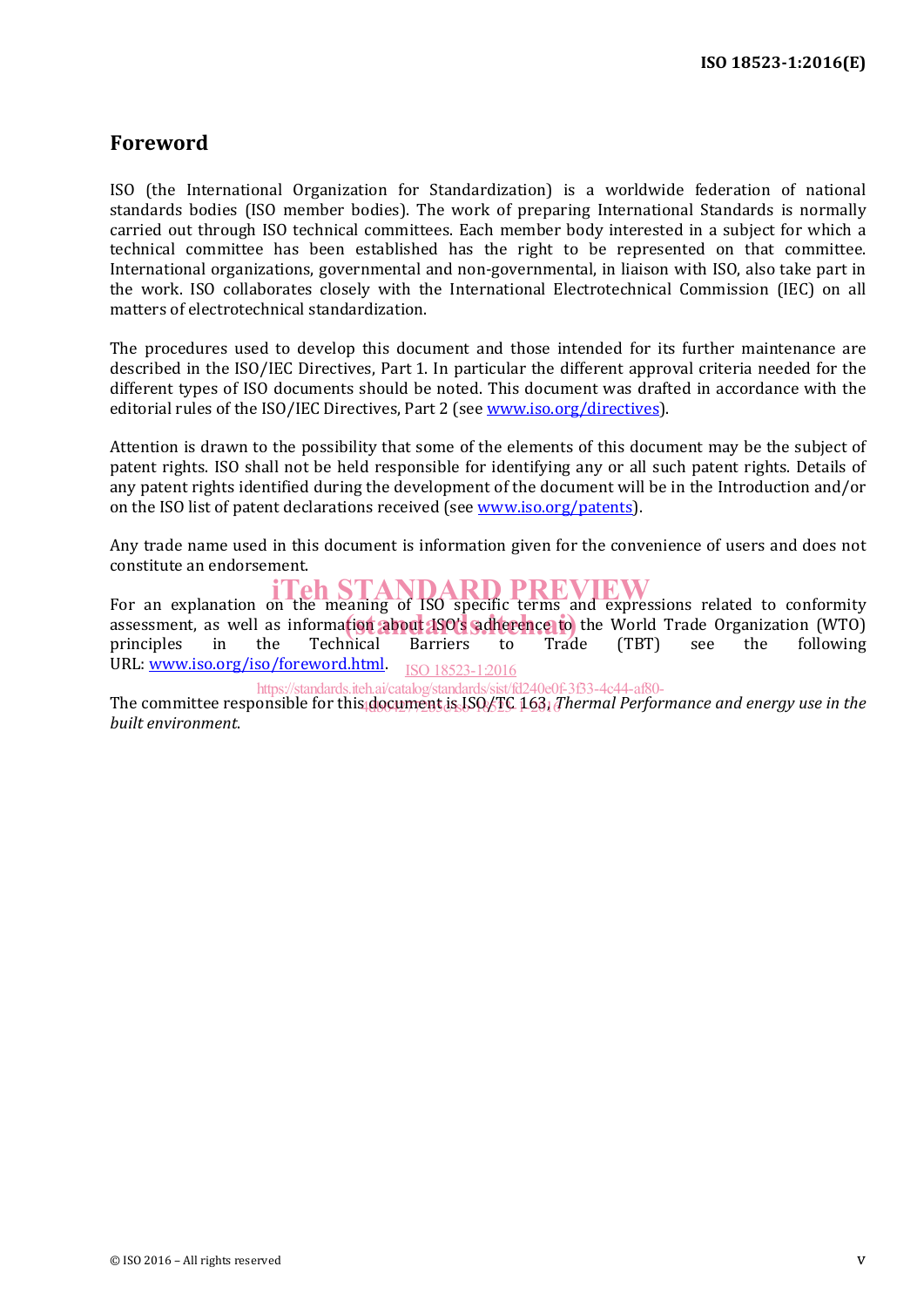# Foreword

ISO (the International Organization for Standardization) is a worldwide federation of national standards bodies (ISO member bodies). The work of preparing International Standards is normally carried out through ISO technical committees. Each member body interested in a subject for which a technical committee has been established has the right to be represented on that committee. International organizations, governmental and non-governmental, in liaison with ISO, also take part in the work. ISO collaborates closely with the International Electrotechnical Commission (IEC) on all matters of electrotechnical standardization.

The procedures used to develop this document and those intended for its further maintenance are described in the ISO/IEC Directives, Part 1. In particular the different approval criteria needed for the different types of ISO documents should be noted. This document was drafted in accordance with the editorial rules of the ISO/IEC Directives, Part 2 (see www.iso.org/directives).

Attention is drawn to the possibility that some of the elements of this document may be the subject of patent rights. ISO shall not be held responsible for identifying any or all such patent rights. Details of any patent rights identified during the development of the document will be in the Introduction and/or on the ISO list of patent declarations received (see www.iso.org/patents).

Any trade name used in this document is information given for the convenience of users and does not constitute an endorsement.

For an explanation on the meaning of ISO specific terms and expressions related to conformity assessment, as well as information about ISO's adherence to the World Trade Organization (WTO) principles in the Technical Barriers to Trade (TBT) see the following URL: www.iso.org/iso/foreword.html.

The committee responsible for this document is ISO/TC 163, *Thermal Performance and energy use in the built environment*.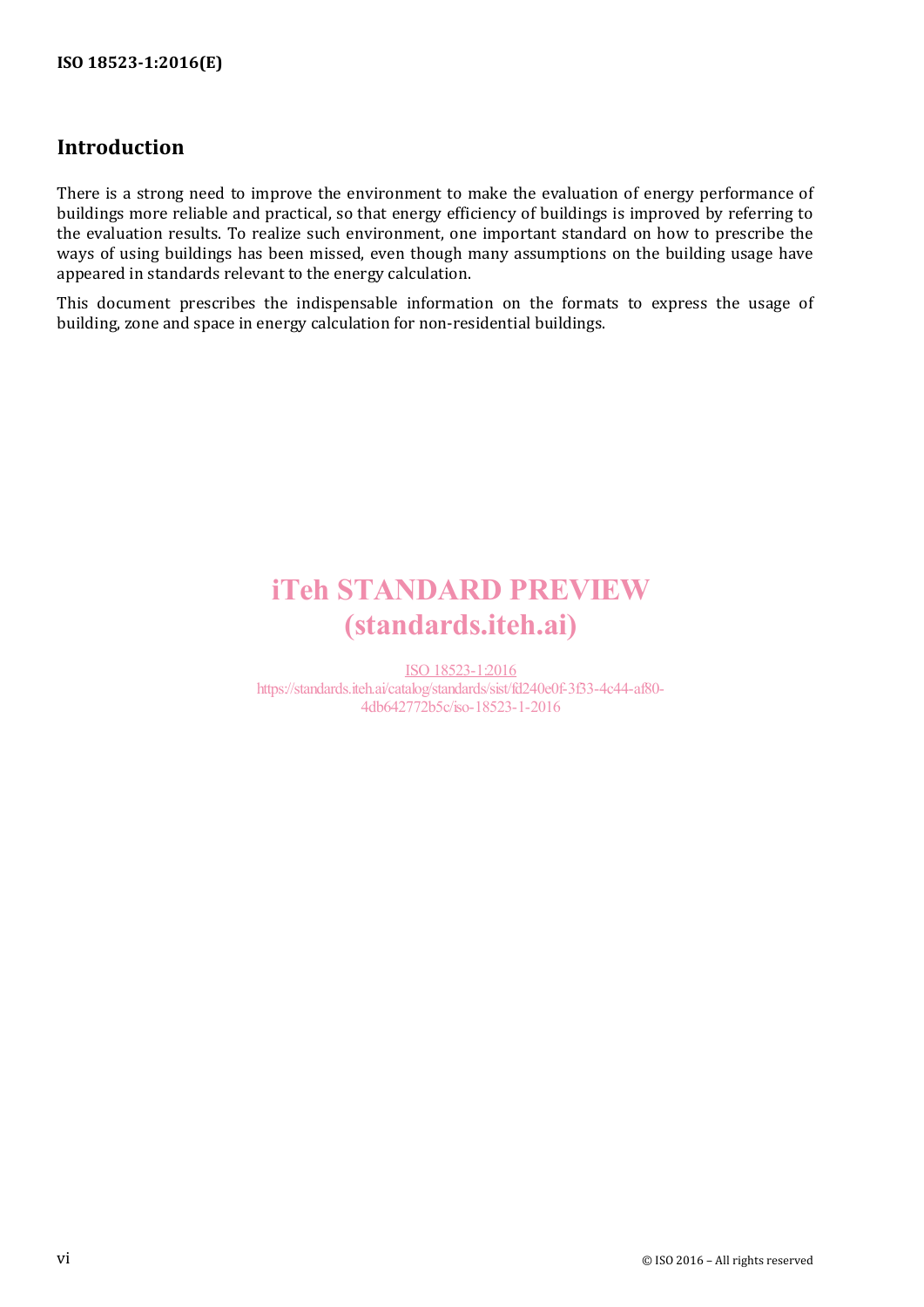## Introduction

There is a strong need to improve the environment to make the evaluation of energy performance of buildings more reliable and practical, so that energy efficiency of buildings is improved by referring to the evaluation results. To realize such environment, one important standard on how to prescribe the ways of using buildings has been missed, even though many assumptions on the building usage have appeared in standards relevant to the energy calculation.

This document prescribes the indispensable information on the formats to express the usage of building, zone and space in energy calculation for non-residential buildings.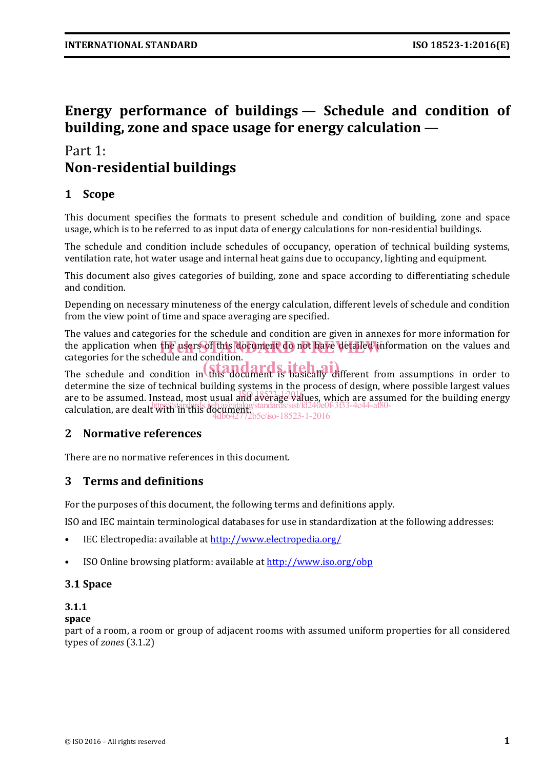# Energy performance of buildings — Schedule and condition of building, zone and space usage for energy calculation —

## Part 1: Non-residential buildings

## 1 Scope

This document specifies the formats to present schedule and condition of building, zone and space usage, which is to be referred to as input data of energy calculations for non-residential buildings.

The schedule and condition include schedules of occupancy, operation of technical building systems, ventilation rate, hot water usage and internal heat gains due to occupancy, lighting and equipment.

This document also gives categories of building, zone and space according to differentiating schedule and condition.

Depending on necessary minuteness of the energy calculation, different levels of schedule and condition from the view point of time and space averaging are specified.

The values and categories for the schedule and condition are given in annexes for more information for the application when the users of this document do not have detailed information on the values and categories for the schedule and condition.

The schedule and condition in this document is basically different from assumptions in order to determine the size of technical building systems in the process of design, where possible largest values are to be assumed. Instead, most usual and average values, which are assumed for the building energy calculation, are dealt with in this document.

## 2 Normative references

There are no normative references in this document.

## 3 Terms and definitions

For the purposes of this document, the following terms and definitions apply.

ISO and IEC maintain terminological databases for use in standardization at the following addresses:

- IEC Electropedia: available at http://www.electropedia.org/
- ISO Online browsing platform: available at http://www.iso.org/obp

### 3.1 Space

**3.1.1**
**space**
part of a room, a room or group of adjacent rooms with assumed uniform properties for all considered types of *zones* (3.1.2)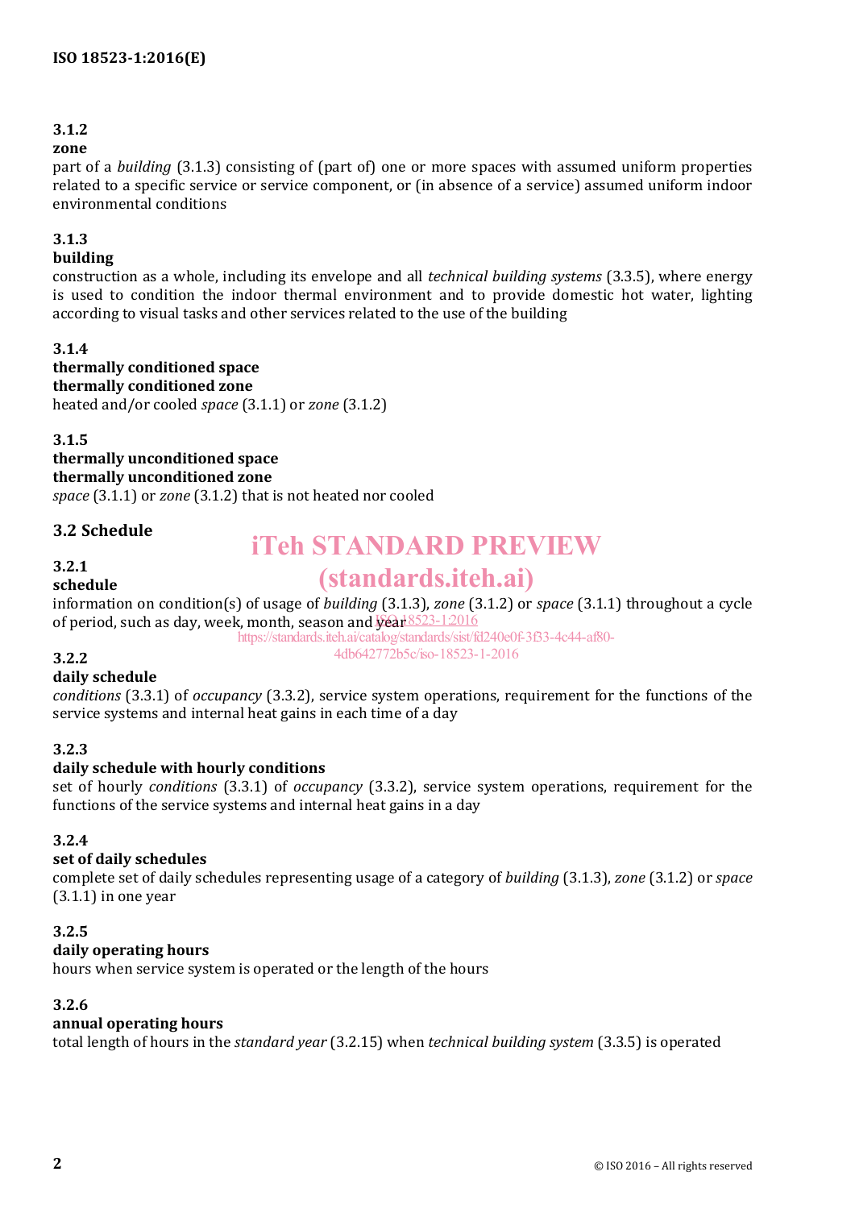**3.1.2**

**zone**

part of a *building* (3.1.3) consisting of (part of) one or more spaces with assumed uniform properties related to a specific service or service component, or (in absence of a service) assumed uniform indoor environmental conditions

**3.1.3**

**building**

construction as a whole, including its envelope and all *technical building systems* (3.3.5), where energy is used to condition the indoor thermal environment and to provide domestic hot water, lighting according to visual tasks and other services related to the use of the building

**3.1.4**

**thermally conditioned space**

**thermally conditioned zone**

heated and/or cooled *space* (3.1.1) or *zone* (3.1.2)

**3.1.5**

**thermally unconditioned space**

**thermally unconditioned zone**

*space* (3.1.1) or *zone* (3.1.2) that is not heated nor cooled

## 3.2 Schedule

**3.2.1**

**schedule**

information on condition(s) of usage of *building* (3.1.3), *zone* (3.1.2) or *space* (3.1.1) throughout a cycle of period, such as day, week, month, season and year

**3.2.2**

**daily schedule**

*conditions* (3.3.1) of *occupancy* (3.3.2), service system operations, requirement for the functions of the service systems and internal heat gains in each time of a day

**3.2.3**

**daily schedule with hourly conditions**

set of hourly *conditions* (3.3.1) of *occupancy* (3.3.2), service system operations, requirement for the functions of the service systems and internal heat gains in a day

**3.2.4**

**set of daily schedules**

complete set of daily schedules representing usage of a category of *building* (3.1.3), *zone* (3.1.2) or *space* (3.1.1) in one year

**3.2.5**

**daily operating hours**

hours when service system is operated or the length of the hours

**3.2.6**

**annual operating hours**

total length of hours in the *standard year* (3.2.15) when *technical building system* (3.3.5) is operated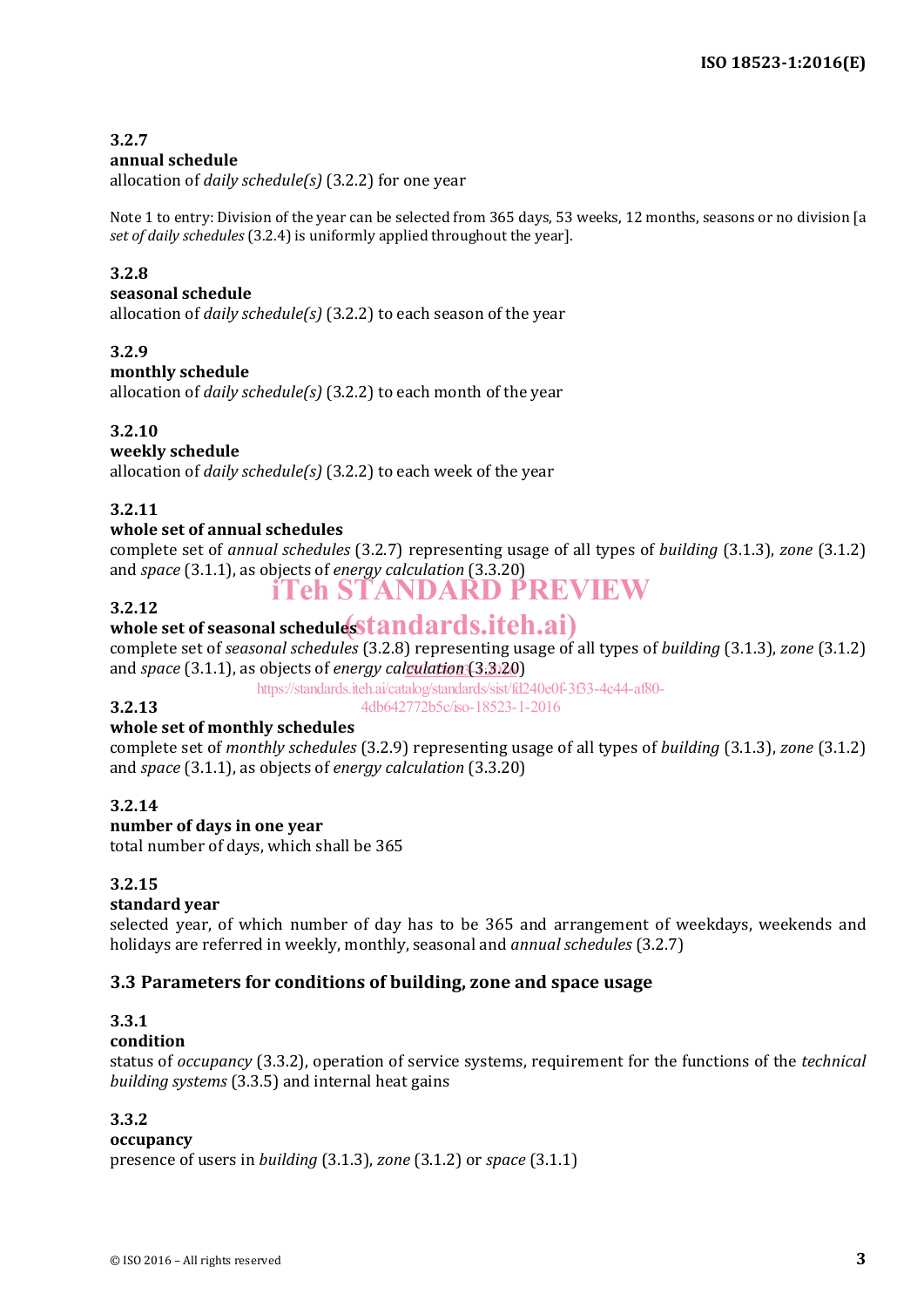**3.2.7**

**annual schedule**

allocation of *daily schedule(s)* (3.2.2) for one year

Note 1 to entry: Division of the year can be selected from 365 days, 53 weeks, 12 months, seasons or no division [a *set of daily schedules* (3.2.4) is uniformly applied throughout the year].

**3.2.8**

**seasonal schedule**

allocation of *daily schedule(s)* (3.2.2) to each season of the year

**3.2.9**

**monthly schedule**

allocation of *daily schedule(s)* (3.2.2) to each month of the year

**3.2.10**

**weekly schedule**

allocation of *daily schedule(s)* (3.2.2) to each week of the year

**3.2.11**

**whole set of annual schedules**

complete set of *annual schedules* (3.2.7) representing usage of all types of *building* (3.1.3), *zone* (3.1.2) and *space* (3.1.1), as objects of *energy calculation* (3.3.20)

**3.2.12**

**whole set of seasonal schedules**

complete set of *seasonal schedules* (3.2.8) representing usage of all types of *building* (3.1.3), *zone* (3.1.2) and *space* (3.1.1), as objects of *energy calculation* (3.3.20)

**3.2.13**

**whole set of monthly schedules**

complete set of *monthly schedules* (3.2.9) representing usage of all types of *building* (3.1.3), *zone* (3.1.2) and *space* (3.1.1), as objects of *energy calculation* (3.3.20)

**3.2.14**

**number of days in one year**

total number of days, which shall be 365

**3.2.15**

**standard year**

selected year, of which number of day has to be 365 and arrangement of weekdays, weekends and holidays are referred in weekly, monthly, seasonal and *annual schedules* (3.2.7)

## 3.3 Parameters for conditions of building, zone and space usage

**3.3.1**

**condition**

status of *occupancy* (3.3.2), operation of service systems, requirement for the functions of the *technical building systems* (3.3.5) and internal heat gains

**3.3.2**

**occupancy**

presence of users in *building* (3.1.3), *zone* (3.1.2) or *space* (3.1.1)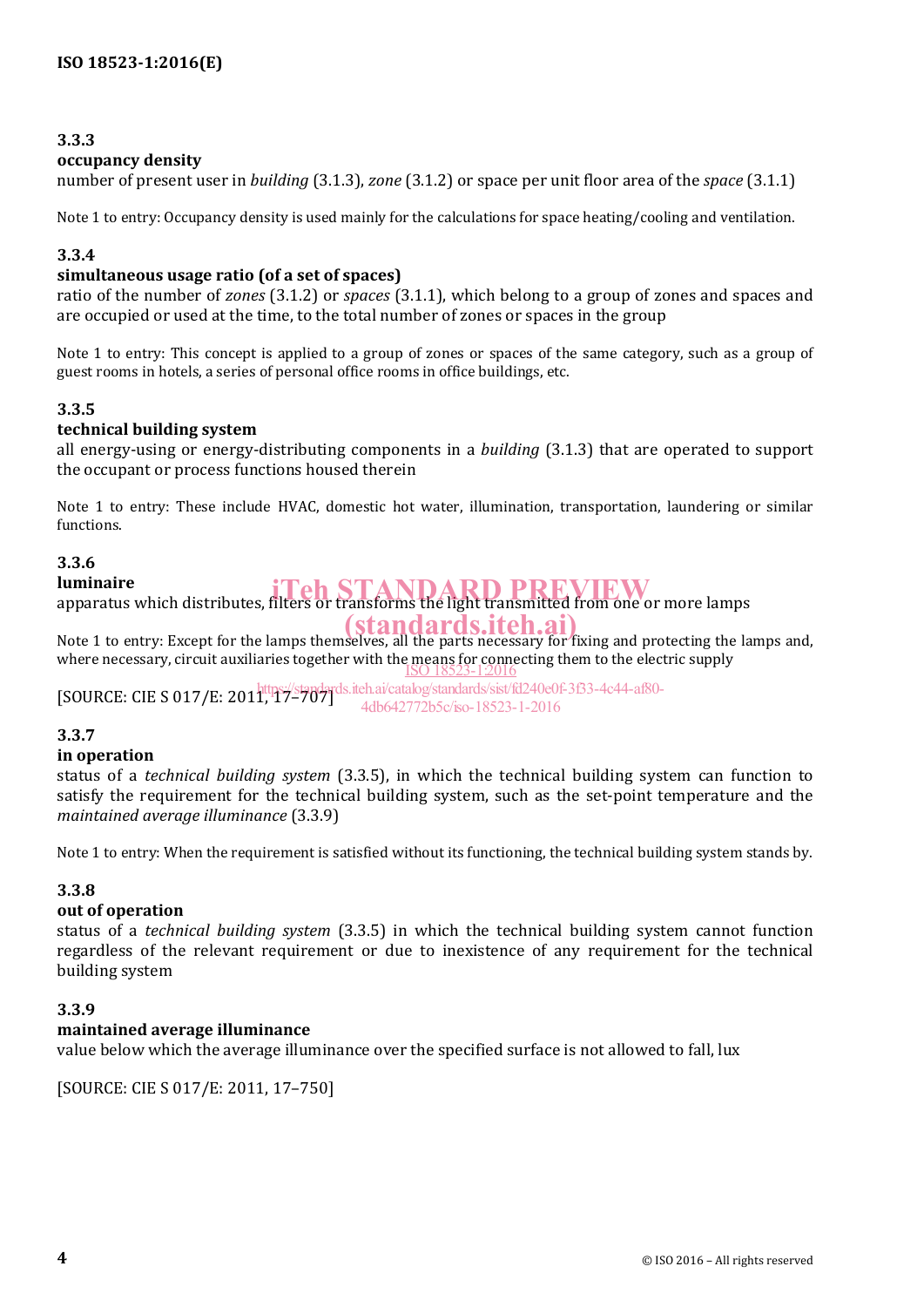**3.3.3**

**occupancy density**

number of present user in *building* (3.1.3), *zone* (3.1.2) or space per unit floor area of the *space* (3.1.1)

Note 1 to entry: Occupancy density is used mainly for the calculations for space heating/cooling and ventilation.

**3.3.4**

**simultaneous usage ratio (of a set of spaces)**

ratio of the number of *zones* (3.1.2) or *spaces* (3.1.1), which belong to a group of zones and spaces and are occupied or used at the time, to the total number of zones or spaces in the group

Note 1 to entry: This concept is applied to a group of zones or spaces of the same category, such as a group of guest rooms in hotels, a series of personal office rooms in office buildings, etc.

**3.3.5**

**technical building system**

all energy-using or energy-distributing components in a *building* (3.1.3) that are operated to support the occupant or process functions housed therein

Note 1 to entry: These include HVAC, domestic hot water, illumination, transportation, laundering or similar functions.

**3.3.6**

**luminaire**

apparatus which distributes, filters or transforms the light transmitted from one or more lamps

Note 1 to entry: Except for the lamps themselves, all the parts necessary for fixing and protecting the lamps and, where necessary, circuit auxiliaries together with the means for connecting them to the electric supply

[SOURCE: CIE S 017/E: 2011, 17–707]

**3.3.7**

**in operation**

status of a *technical building system* (3.3.5), in which the technical building system can function to satisfy the requirement for the technical building system, such as the set-point temperature and the *maintained average illuminance* (3.3.9)

Note 1 to entry: When the requirement is satisfied without its functioning, the technical building system stands by.

**3.3.8**

**out of operation**

status of a *technical building system* (3.3.5) in which the technical building system cannot function regardless of the relevant requirement or due to inexistence of any requirement for the technical building system

**3.3.9**

**maintained average illuminance**

value below which the average illuminance over the specified surface is not allowed to fall, lux

[SOURCE: CIE S 017/E: 2011, 17–750]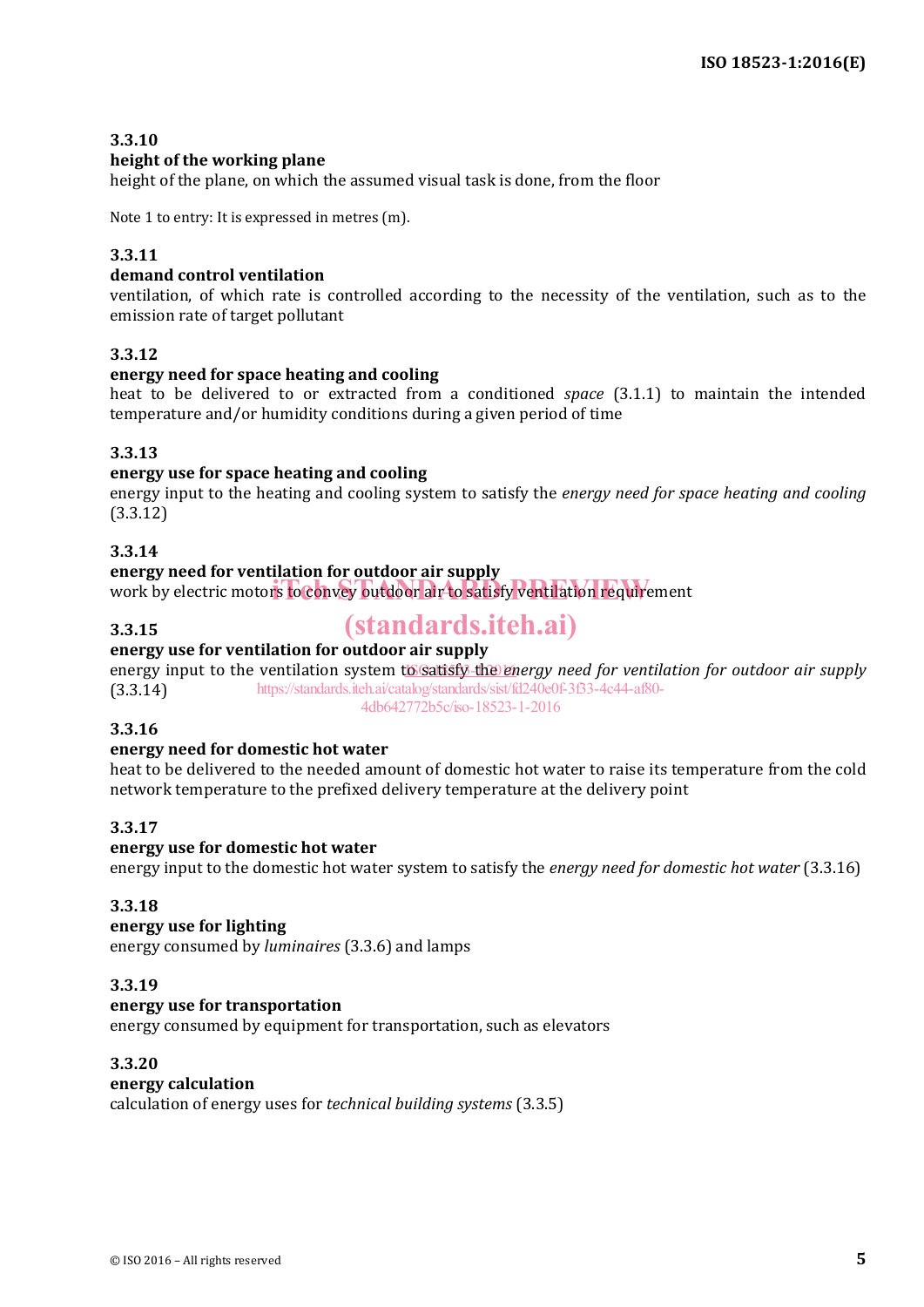**3.3.10**
**height of the working plane**
height of the plane, on which the assumed visual task is done, from the floor

Note 1 to entry: It is expressed in metres (m).

**3.3.11**
**demand control ventilation**
ventilation, of which rate is controlled according to the necessity of the ventilation, such as to the emission rate of target pollutant

**3.3.12**
**energy need for space heating and cooling**
heat to be delivered to or extracted from a conditioned *space* (3.1.1) to maintain the intended temperature and/or humidity conditions during a given period of time

**3.3.13**
**energy use for space heating and cooling**
energy input to the heating and cooling system to satisfy the *energy need for space heating and cooling* (3.3.12)

**3.3.14**
**energy need for ventilation for outdoor air supply**
work by electric motors to convey outdoor air to satisfy ventilation requirement

**3.3.15**
**energy use for ventilation for outdoor air supply**
energy input to the ventilation system to satisfy the *energy need for ventilation for outdoor air supply* (3.3.14)

**3.3.16**
**energy need for domestic hot water**
heat to be delivered to the needed amount of domestic hot water to raise its temperature from the cold network temperature to the prefixed delivery temperature at the delivery point

**3.3.17**
**energy use for domestic hot water**
energy input to the domestic hot water system to satisfy the *energy need for domestic hot water* (3.3.16)

**3.3.18**
**energy use for lighting**
energy consumed by *luminaires* (3.3.6) and lamps

**3.3.19**
**energy use for transportation**
energy consumed by equipment for transportation, such as elevators

**3.3.20**
**energy calculation**
calculation of energy uses for *technical building systems* (3.3.5)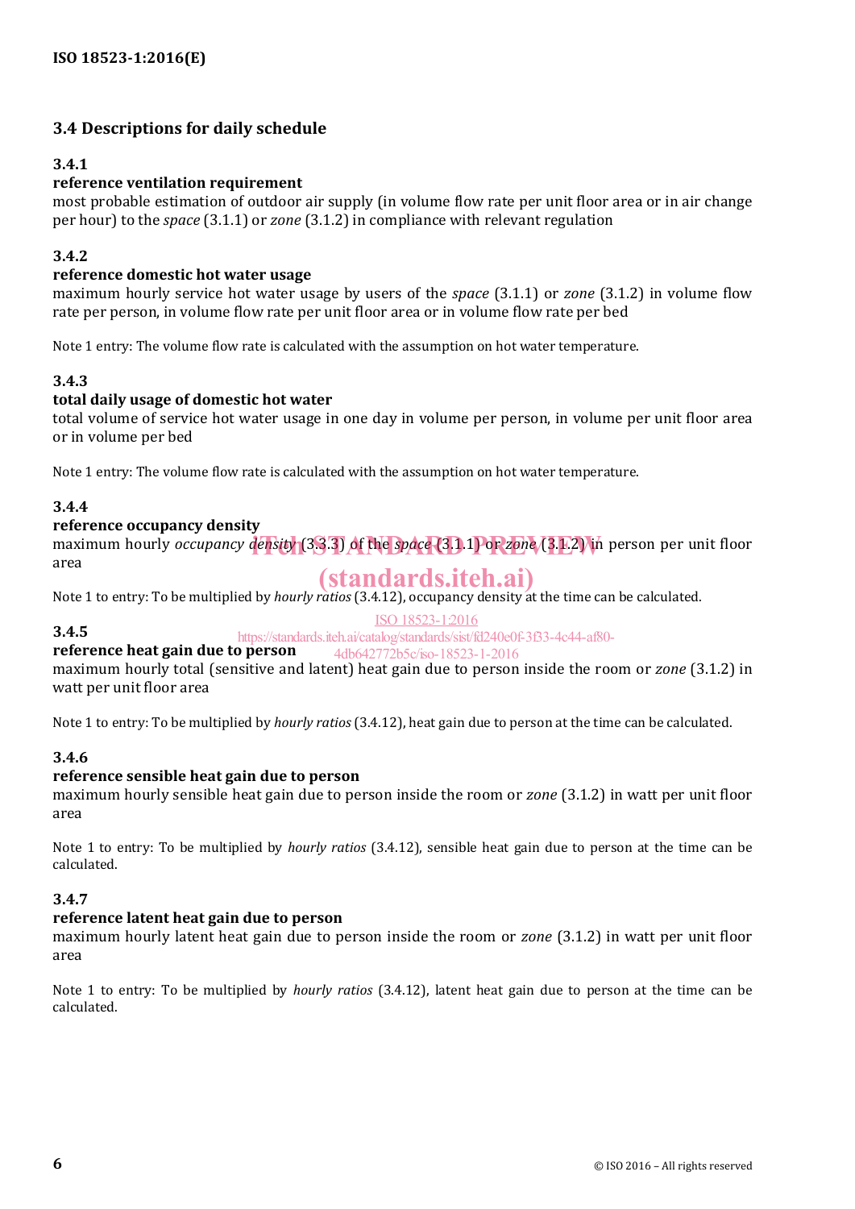## 3.4 Descriptions for daily schedule

### 3.4.1
**reference ventilation requirement**
most probable estimation of outdoor air supply (in volume flow rate per unit floor area or in air change per hour) to the *space* (3.1.1) or *zone* (3.1.2) in compliance with relevant regulation

### 3.4.2
**reference domestic hot water usage**
maximum hourly service hot water usage by users of the *space* (3.1.1) or *zone* (3.1.2) in volume flow rate per person, in volume flow rate per unit floor area or in volume flow rate per bed

Note 1 entry: The volume flow rate is calculated with the assumption on hot water temperature.

### 3.4.3
**total daily usage of domestic hot water**
total volume of service hot water usage in one day in volume per person, in volume per unit floor area or in volume per bed

Note 1 entry: The volume flow rate is calculated with the assumption on hot water temperature.

### 3.4.4
**reference occupancy density**
maximum hourly *occupancy density* (3.3.3) of the *space* (3.1.1) or *zone* (3.1.2) in person per unit floor area

Note 1 to entry: To be multiplied by *hourly ratios* (3.4.12), occupancy density at the time can be calculated.

### 3.4.5
**reference heat gain due to person**
maximum hourly total (sensitive and latent) heat gain due to person inside the room or *zone* (3.1.2) in watt per unit floor area

Note 1 to entry: To be multiplied by *hourly ratios* (3.4.12), heat gain due to person at the time can be calculated.

### 3.4.6
**reference sensible heat gain due to person**
maximum hourly sensible heat gain due to person inside the room or *zone* (3.1.2) in watt per unit floor area

Note 1 to entry: To be multiplied by *hourly ratios* (3.4.12), sensible heat gain due to person at the time can be calculated.

### 3.4.7
**reference latent heat gain due to person**
maximum hourly latent heat gain due to person inside the room or *zone* (3.1.2) in watt per unit floor area

Note 1 to entry: To be multiplied by *hourly ratios* (3.4.12), latent heat gain due to person at the time can be calculated.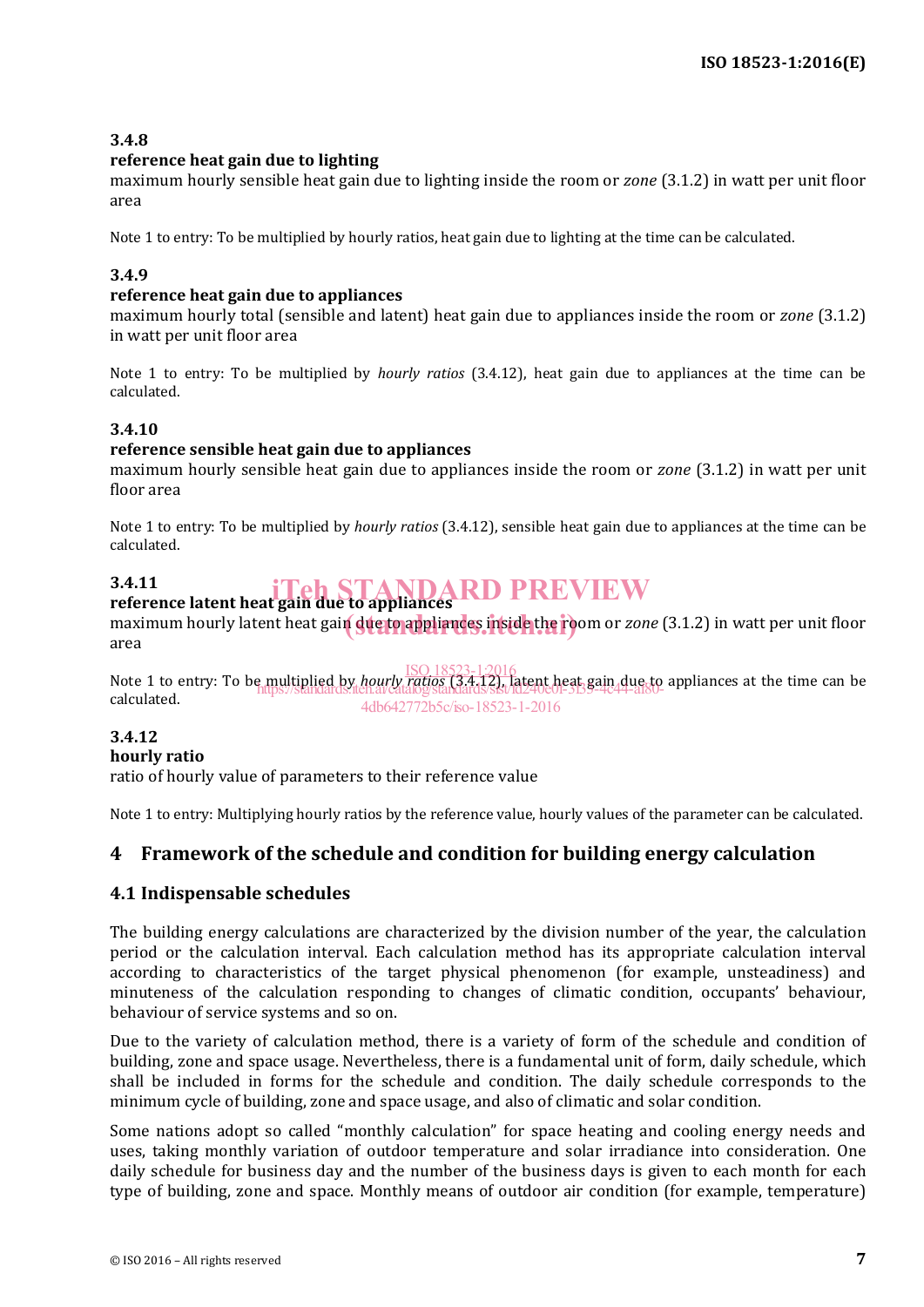### 3.4.8

**reference heat gain due to lighting**

maximum hourly sensible heat gain due to lighting inside the room or *zone* (3.1.2) in watt per unit floor area

Note 1 to entry: To be multiplied by hourly ratios, heat gain due to lighting at the time can be calculated.

### 3.4.9

**reference heat gain due to appliances**

maximum hourly total (sensible and latent) heat gain due to appliances inside the room or *zone* (3.1.2) in watt per unit floor area

Note 1 to entry: To be multiplied by *hourly ratios* (3.4.12), heat gain due to appliances at the time can be calculated.

### 3.4.10

**reference sensible heat gain due to appliances**

maximum hourly sensible heat gain due to appliances inside the room or *zone* (3.1.2) in watt per unit floor area

Note 1 to entry: To be multiplied by *hourly ratios* (3.4.12), sensible heat gain due to appliances at the time can be calculated.

### 3.4.11

**reference latent heat gain due to appliances**

maximum hourly latent heat gain due to appliances inside the room or *zone* (3.1.2) in watt per unit floor area

Note 1 to entry: To be multiplied by *hourly ratios* (3.4.12), latent heat gain due to appliances at the time can be calculated.

### 3.4.12

**hourly ratio**

ratio of hourly value of parameters to their reference value

Note 1 to entry: Multiplying hourly ratios by the reference value, hourly values of the parameter can be calculated.

# 4 Framework of the schedule and condition for building energy calculation

## 4.1 Indispensable schedules

The building energy calculations are characterized by the division number of the year, the calculation period or the calculation interval. Each calculation method has its appropriate calculation interval according to characteristics of the target physical phenomenon (for example, unsteadiness) and minuteness of the calculation responding to changes of climatic condition, occupants' behaviour, behaviour of service systems and so on.

Due to the variety of calculation method, there is a variety of form of the schedule and condition of building, zone and space usage. Nevertheless, there is a fundamental unit of form, daily schedule, which shall be included in forms for the schedule and condition. The daily schedule corresponds to the minimum cycle of building, zone and space usage, and also of climatic and solar condition.

Some nations adopt so called "monthly calculation" for space heating and cooling energy needs and uses, taking monthly variation of outdoor temperature and solar irradiance into consideration. One daily schedule for business day and the number of the business days is given to each month for each type of building, zone and space. Monthly means of outdoor air condition (for example, temperature)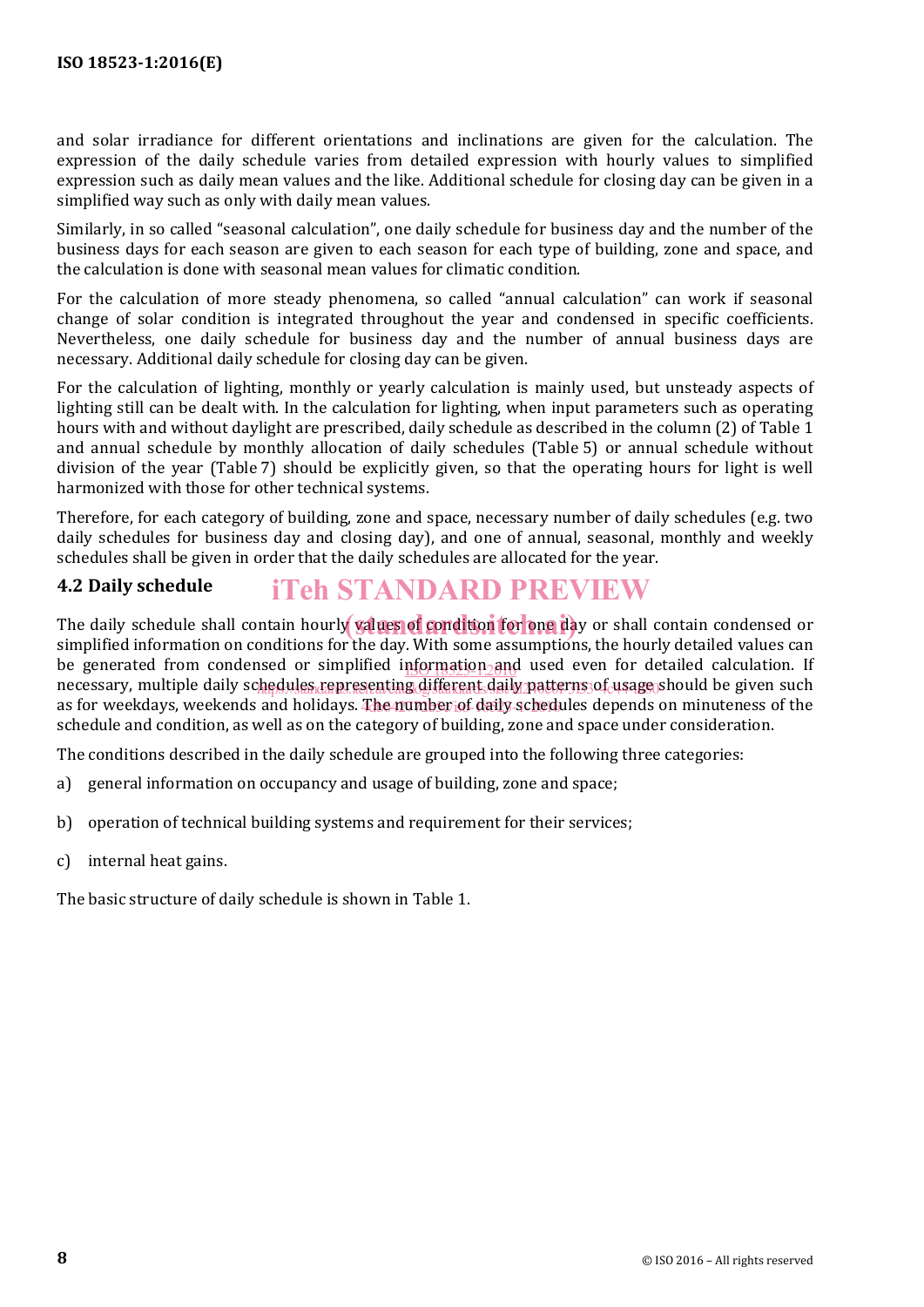and solar irradiance for different orientations and inclinations are given for the calculation. The expression of the daily schedule varies from detailed expression with hourly values to simplified expression such as daily mean values and the like. Additional schedule for closing day can be given in a simplified way such as only with daily mean values.

Similarly, in so called "seasonal calculation", one daily schedule for business day and the number of the business days for each season are given to each season for each type of building, zone and space, and the calculation is done with seasonal mean values for climatic condition.

For the calculation of more steady phenomena, so called "annual calculation" can work if seasonal change of solar condition is integrated throughout the year and condensed in specific coefficients. Nevertheless, one daily schedule for business day and the number of annual business days are necessary. Additional daily schedule for closing day can be given.

For the calculation of lighting, monthly or yearly calculation is mainly used, but unsteady aspects of lighting still can be dealt with. In the calculation for lighting, when input parameters such as operating hours with and without daylight are prescribed, daily schedule as described in the column (2) of Table 1 and annual schedule by monthly allocation of daily schedules (Table 5) or annual schedule without division of the year (Table 7) should be explicitly given, so that the operating hours for light is well harmonized with those for other technical systems.

Therefore, for each category of building, zone and space, necessary number of daily schedules (e.g. two daily schedules for business day and closing day), and one of annual, seasonal, monthly and weekly schedules shall be given in order that the daily schedules are allocated for the year.

## 4.2 Daily schedule

The daily schedule shall contain hourly values of condition for one day or shall contain condensed or simplified information on conditions for the day. With some assumptions, the hourly detailed values can be generated from condensed or simplified information and used even for detailed calculation. If necessary, multiple daily schedules representing different daily patterns of usage should be given such as for weekdays, weekends and holidays. The number of daily schedules depends on minuteness of the schedule and condition, as well as on the category of building, zone and space under consideration.

The conditions described in the daily schedule are grouped into the following three categories:

a) general information on occupancy and usage of building, zone and space;

b) operation of technical building systems and requirement for their services;

c) internal heat gains.

The basic structure of daily schedule is shown in Table 1.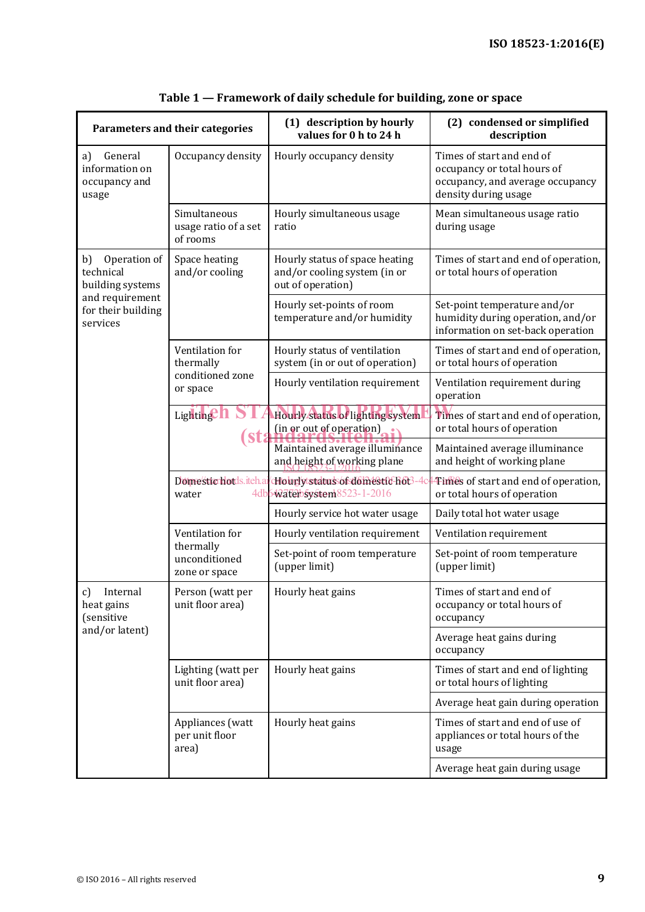**Table 1 — Framework of daily schedule for building, zone or space**

| Parameters and their categories | | (1) description by hourly values for 0 h to 24 h | (2) condensed or simplified description |
|---|---|---|---|
| a) General information on occupancy and usage | Occupancy density | Hourly occupancy density | Times of start and end of occupancy or total hours of occupancy, and average occupancy density during usage |
| | Simultaneous usage ratio of a set of rooms | Hourly simultaneous usage ratio | Mean simultaneous usage ratio during usage |
| b) Operation of technical building systems and requirement for their building services | Space heating and/or cooling | Hourly status of space heating and/or cooling system (in or out of operation) | Times of start and end of operation, or total hours of operation |
| | | Hourly set-points of room temperature and/or humidity | Set-point temperature and/or humidity during operation, and/or information on set-back operation |
| | Ventilation for thermally conditioned zone or space | Hourly status of ventilation system (in or out of operation) | Times of start and end of operation, or total hours of operation |
| | | Hourly ventilation requirement | Ventilation requirement during operation |
| | Lighting | Hourly status of lighting system (in or out of operation) | Times of start and end of operation, or total hours of operation |
| | | Maintained average illuminance and height of working plane | Maintained average illuminance and height of working plane |
| | Domestic hot water | Hourly status of domestic hot water system | Times of start and end of operation, or total hours of operation |
| | | Hourly service hot water usage | Daily total hot water usage |
| | Ventilation for thermally unconditioned zone or space | Hourly ventilation requirement | Ventilation requirement |
| | | Set-point of room temperature (upper limit) | Set-point of room temperature (upper limit) |
| c) Internal heat gains (sensitive and/or latent) | Person (watt per unit floor area) | Hourly heat gains | Times of start and end of occupancy or total hours of occupancy |
| | | | Average heat gains during occupancy |
| | Lighting (watt per unit floor area) | Hourly heat gains | Times of start and end of lighting or total hours of lighting |
| | | | Average heat gain during operation |
| | Appliances (watt per unit floor area) | Hourly heat gains | Times of start and end of use of appliances or total hours of the usage |
| | | | Average heat gain during usage |